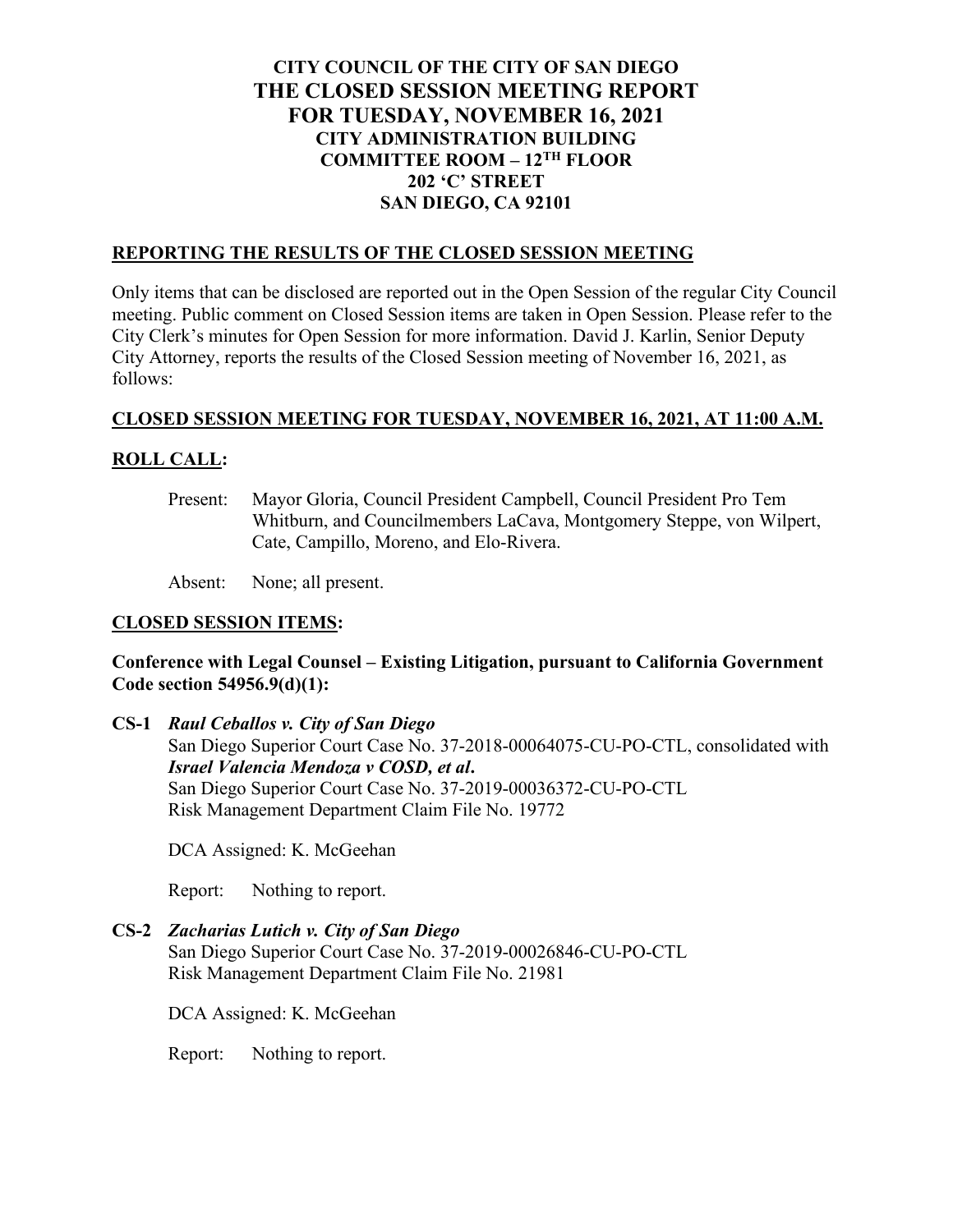# CITY COUNCIL OF THE CITY OF SAN DIEGO
# THE CLOSED SESSION MEETING REPORT
# FOR TUESDAY, NOVEMBER 16, 2021

**CITY ADMINISTRATION BUILDING**
**COMMITTEE ROOM – 12TH FLOOR**
**202 'C' STREET**
**SAN DIEGO, CA 92101**

## REPORTING THE RESULTS OF THE CLOSED SESSION MEETING

Only items that can be disclosed are reported out in the Open Session of the regular City Council meeting. Public comment on Closed Session items are taken in Open Session. Please refer to the City Clerk's minutes for Open Session for more information. David J. Karlin, Senior Deputy City Attorney, reports the results of the Closed Session meeting of November 16, 2021, as follows:

## CLOSED SESSION MEETING FOR TUESDAY, NOVEMBER 16, 2021, AT 11:00 A.M.

## ROLL CALL:

Present: Mayor Gloria, Council President Campbell, Council President Pro Tem Whitburn, and Councilmembers LaCava, Montgomery Steppe, von Wilpert, Cate, Campillo, Moreno, and Elo-Rivera.

Absent: None; all present.

## CLOSED SESSION ITEMS:

**Conference with Legal Counsel – Existing Litigation, pursuant to California Government Code section 54956.9(d)(1):**

**CS-1** ***Raul Ceballos v. City of San Diego***
San Diego Superior Court Case No. 37-2018-00064075-CU-PO-CTL, consolidated with ***Israel Valencia Mendoza v COSD, et al*.**
San Diego Superior Court Case No. 37-2019-00036372-CU-PO-CTL
Risk Management Department Claim File No. 19772

DCA Assigned: K. McGeehan

Report: Nothing to report.

**CS-2** ***Zacharias Lutich v. City of San Diego***
San Diego Superior Court Case No. 37-2019-00026846-CU-PO-CTL
Risk Management Department Claim File No. 21981

DCA Assigned: K. McGeehan

Report: Nothing to report.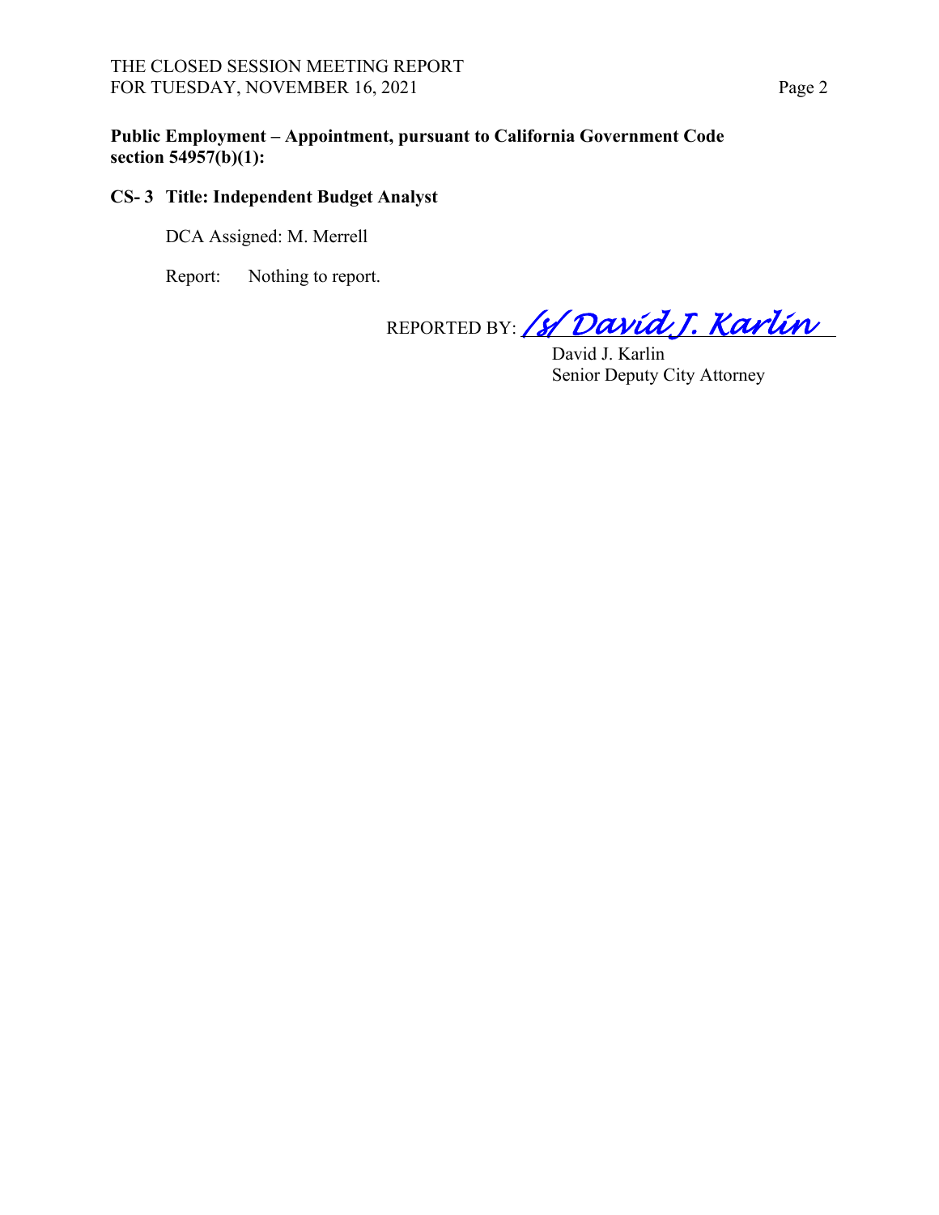**Public Employment – Appointment, pursuant to California Government Code section 54957(b)(1):**

**CS- 3 Title: Independent Budget Analyst**

DCA Assigned: M. Merrell

Report: Nothing to report.

REPORTED BY: /s/ David J. Karlin

David J. Karlin
Senior Deputy City Attorney